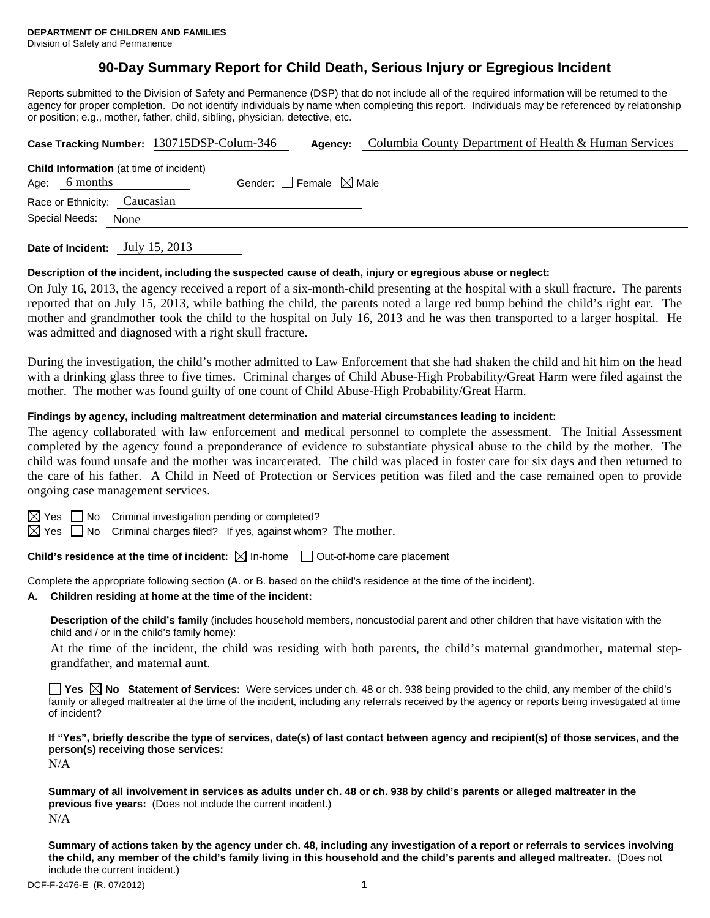**DEPARTMENT OF CHILDREN AND FAMILIES**
Division of Safety and Permanence

# 90-Day Summary Report for Child Death, Serious Injury or Egregious Incident

Reports submitted to the Division of Safety and Permanence (DSP) that do not include all of the required information will be returned to the agency for proper completion. Do not identify individuals by name when completing this report. Individuals may be referenced by relationship or position; e.g., mother, father, child, sibling, physician, detective, etc.

**Case Tracking Number:** 130715DSP-Colum-346 **Agency:** Columbia County Department of Health & Human Services

**Child Information** (at time of incident)
Age: 6 months Gender: ☐ Female ☒ Male
Race or Ethnicity: Caucasian
Special Needs: None

**Date of Incident:** July 15, 2013

**Description of the incident, including the suspected cause of death, injury or egregious abuse or neglect:**

On July 16, 2013, the agency received a report of a six-month-child presenting at the hospital with a skull fracture. The parents reported that on July 15, 2013, while bathing the child, the parents noted a large red bump behind the child's right ear. The mother and grandmother took the child to the hospital on July 16, 2013 and he was then transported to a larger hospital. He was admitted and diagnosed with a right skull fracture.

During the investigation, the child's mother admitted to Law Enforcement that she had shaken the child and hit him on the head with a drinking glass three to five times. Criminal charges of Child Abuse-High Probability/Great Harm were filed against the mother. The mother was found guilty of one count of Child Abuse-High Probability/Great Harm.

**Findings by agency, including maltreatment determination and material circumstances leading to incident:**

The agency collaborated with law enforcement and medical personnel to complete the assessment. The Initial Assessment completed by the agency found a preponderance of evidence to substantiate physical abuse to the child by the mother. The child was found unsafe and the mother was incarcerated. The child was placed in foster care for six days and then returned to the care of his father. A Child in Need of Protection or Services petition was filed and the case remained open to provide ongoing case management services.

☒ Yes ☐ No Criminal investigation pending or completed?
☒ Yes ☐ No Criminal charges filed? If yes, against whom? The mother.

**Child's residence at the time of incident:** ☒ In-home ☐ Out-of-home care placement

Complete the appropriate following section (A. or B. based on the child's residence at the time of the incident).

**A. Children residing at home at the time of the incident:**

**Description of the child's family** (includes household members, noncustodial parent and other children that have visitation with the child and / or in the child's family home):

At the time of the incident, the child was residing with both parents, the child's maternal grandmother, maternal step-grandfather, and maternal aunt.

☐ **Yes** ☒ **No Statement of Services:** Were services under ch. 48 or ch. 938 being provided to the child, any member of the child's family or alleged maltreater at the time of the incident, including any referrals received by the agency or reports being investigated at time of incident?

**If "Yes", briefly describe the type of services, date(s) of last contact between agency and recipient(s) of those services, and the person(s) receiving those services:**

N/A

**Summary of all involvement in services as adults under ch. 48 or ch. 938 by child's parents or alleged maltreater in the previous five years:** (Does not include the current incident.)

N/A

**Summary of actions taken by the agency under ch. 48, including any investigation of a report or referrals to services involving the child, any member of the child's family living in this household and the child's parents and alleged maltreater.** (Does not include the current incident.)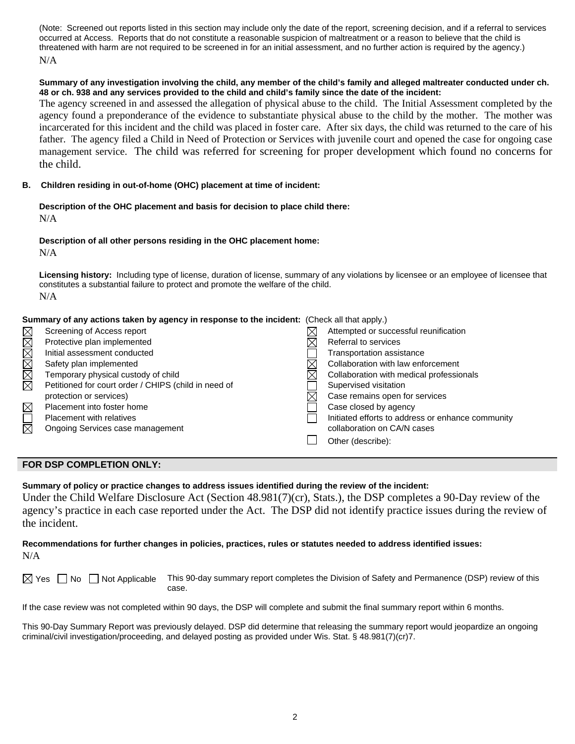(Note: Screened out reports listed in this section may include only the date of the report, screening decision, and if a referral to services occurred at Access. Reports that do not constitute a reasonable suspicion of maltreatment or a reason to believe that the child is threatened with harm are not required to be screened in for an initial assessment, and no further action is required by the agency.)

N/A

**Summary of any investigation involving the child, any member of the child's family and alleged maltreater conducted under ch. 48 or ch. 938 and any services provided to the child and child's family since the date of the incident:**

The agency screened in and assessed the allegation of physical abuse to the child. The Initial Assessment completed by the agency found a preponderance of the evidence to substantiate physical abuse to the child by the mother. The mother was incarcerated for this incident and the child was placed in foster care. After six days, the child was returned to the care of his father. The agency filed a Child in Need of Protection or Services with juvenile court and opened the case for ongoing case management service. The child was referred for screening for proper development which found no concerns for the child.

**B. Children residing in out-of-home (OHC) placement at time of incident:**

**Description of the OHC placement and basis for decision to place child there:**

N/A

**Description of all other persons residing in the OHC placement home:**

N/A

**Licensing history:** Including type of license, duration of license, summary of any violations by licensee or an employee of licensee that constitutes a substantial failure to protect and promote the welfare of the child.

N/A

**Summary of any actions taken by agency in response to the incident:** (Check all that apply.)

- ☒ Screening of Access report
- ☒ Protective plan implemented
- ☒ Initial assessment conducted
- ☒ Safety plan implemented
- ☒ Temporary physical custody of child
- ☒ Petitioned for court order / CHIPS (child in need of protection or services)
- ☒ Placement into foster home
- ☐ Placement with relatives
- ☒ Ongoing Services case management
- ☒ Attempted or successful reunification
- ☒ Referral to services
- ☐ Transportation assistance
- ☒ Collaboration with law enforcement
- ☒ Collaboration with medical professionals
- ☐ Supervised visitation
- ☒ Case remains open for services
- ☐ Case closed by agency
- ☐ Initiated efforts to address or enhance community collaboration on CA/N cases
- ☐ Other (describe):

## FOR DSP COMPLETION ONLY:

**Summary of policy or practice changes to address issues identified during the review of the incident:**

Under the Child Welfare Disclosure Act (Section 48.981(7)(cr), Stats.), the DSP completes a 90-Day review of the agency's practice in each case reported under the Act. The DSP did not identify practice issues during the review of the incident.

**Recommendations for further changes in policies, practices, rules or statutes needed to address identified issues:**

N/A

☒ Yes ☐ No ☐ Not Applicable This 90-day summary report completes the Division of Safety and Permanence (DSP) review of this case.

If the case review was not completed within 90 days, the DSP will complete and submit the final summary report within 6 months.

This 90-Day Summary Report was previously delayed. DSP did determine that releasing the summary report would jeopardize an ongoing criminal/civil investigation/proceeding, and delayed posting as provided under Wis. Stat. § 48.981(7)(cr)7.